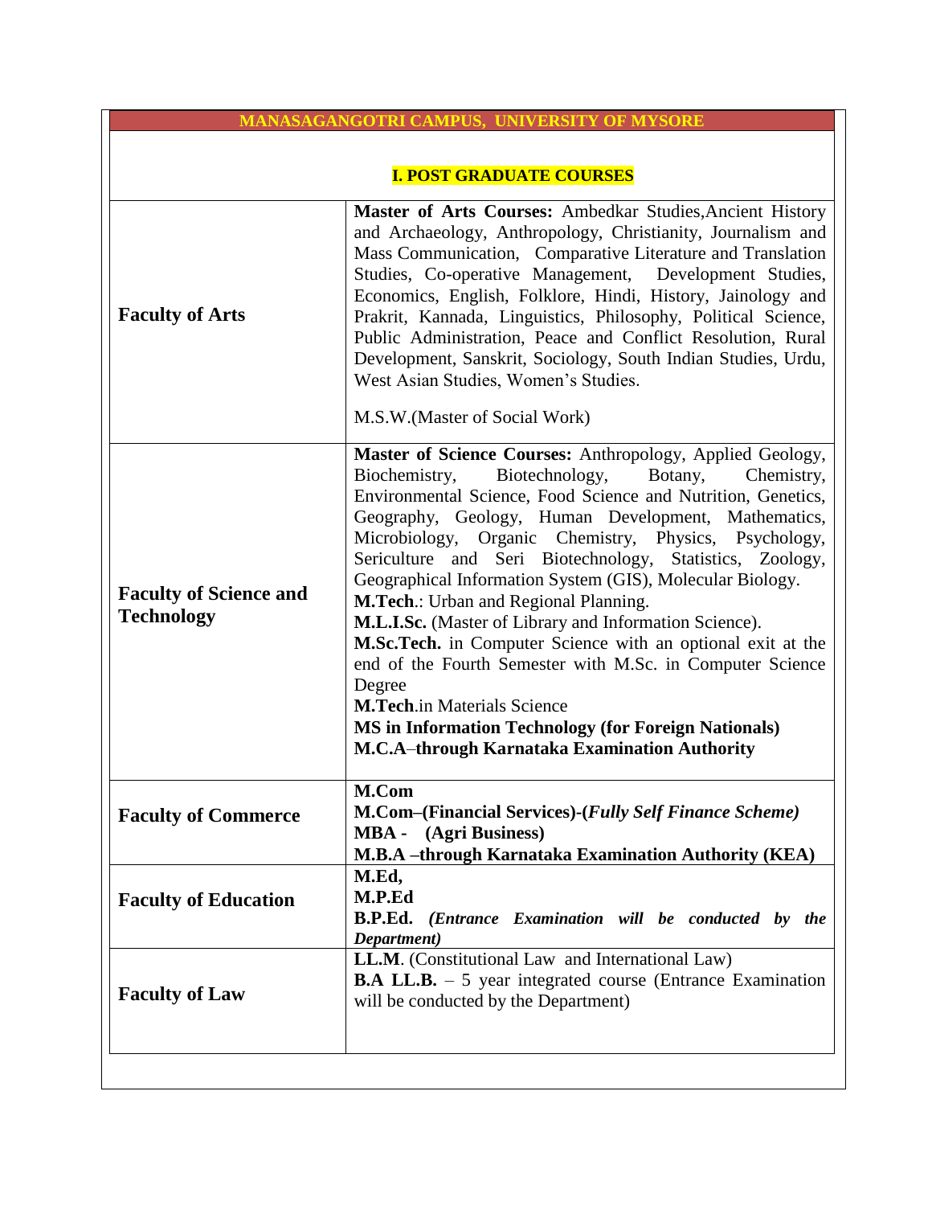## MANASAGANGOTRI CAMPUS, UNIVERSITY OF MYSORE

### I. POST GRADUATE COURSES

| | |
|---|---|
| **Faculty of Arts** | **Master of Arts Courses:** Ambedkar Studies,Ancient History and Archaeology, Anthropology, Christianity, Journalism and Mass Communication, Comparative Literature and Translation Studies, Co-operative Management, Development Studies, Economics, English, Folklore, Hindi, History, Jainology and Prakrit, Kannada, Linguistics, Philosophy, Political Science, Public Administration, Peace and Conflict Resolution, Rural Development, Sanskrit, Sociology, South Indian Studies, Urdu, West Asian Studies, Women's Studies.<br><br>M.S.W.(Master of Social Work) |
| **Faculty of Science and Technology** | **Master of Science Courses:** Anthropology, Applied Geology, Biochemistry, Biotechnology, Botany, Chemistry, Environmental Science, Food Science and Nutrition, Genetics, Geography, Geology, Human Development, Mathematics, Microbiology, Organic Chemistry, Physics, Psychology, Sericulture and Seri Biotechnology, Statistics, Zoology, Geographical Information System (GIS), Molecular Biology.<br>**M.Tech**.: Urban and Regional Planning.<br>**M.L.I.Sc.** (Master of Library and Information Science).<br>**M.Sc.Tech.** in Computer Science with an optional exit at the end of the Fourth Semester with M.Sc. in Computer Science Degree<br>**M.Tech**.in Materials Science<br>**MS in Information Technology (for Foreign Nationals)**<br>**M.C.A–through Karnataka Examination Authority** |
| **Faculty of Commerce** | **M.Com**<br>**M.Com–(Financial Services)-(*Fully Self Finance Scheme)***<br>**MBA - (Agri Business)**<br>**M.B.A –through Karnataka Examination Authority (KEA)** |
| **Faculty of Education** | **M.Ed,**<br>**M.P.Ed**<br>**B.P.Ed.** ***(Entrance Examination will be conducted by the Department)*** |
| **Faculty of Law** | **LL.M**. (Constitutional Law and International Law)<br>**B.A LL.B.** – 5 year integrated course (Entrance Examination will be conducted by the Department) |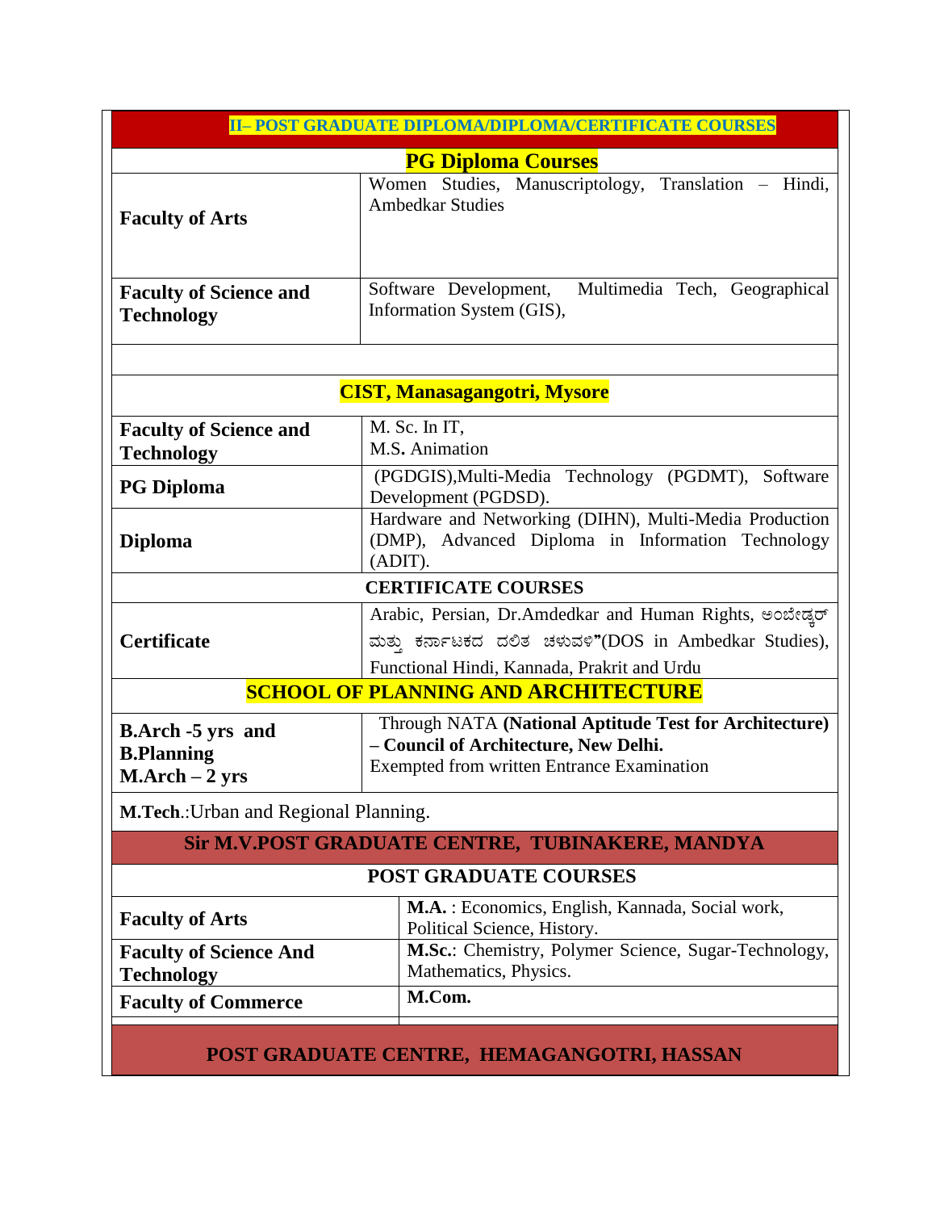## II– POST GRADUATE DIPLOMA/DIPLOMA/CERTIFICATE COURSES

### PG Diploma Courses

| | |
|---|---|
| **Faculty of Arts** | Women Studies, Manuscriptology, Translation – Hindi, Ambedkar Studies |
| **Faculty of Science and Technology** | Software Development, Multimedia Tech, Geographical Information System (GIS), |

### CIST, Manasagangotri, Mysore

| | |
|---|---|
| **Faculty of Science and Technology** | M. Sc. In IT, M.S. Animation |
| **PG Diploma** | (PGDGIS),Multi-Media Technology (PGDMT), Software Development (PGDSD). |
| **Diploma** | Hardware and Networking (DIHN), Multi-Media Production (DMP), Advanced Diploma in Information Technology (ADIT). |

### CERTIFICATE COURSES

| | |
|---|---|
| **Certificate** | Arabic, Persian, Dr.Amdedkar and Human Rights, ಅಂಬೇಡ್ಕರ್ ಮತ್ತು ಕರ್ನಾಟಕದ ದಲಿತ ಚಳುವಳಿ"(DOS in Ambedkar Studies), Functional Hindi, Kannada, Prakrit and Urdu |

### SCHOOL OF PLANNING AND ARCHITECTURE

| | |
|---|---|
| **B.Arch -5 yrs and B.Planning M.Arch – 2 yrs** | Through NATA **(National Aptitude Test for Architecture) – Council of Architecture, New Delhi.** Exempted from written Entrance Examination |

**M.Tech**.:Urban and Regional Planning.

### Sir M.V.POST GRADUATE CENTRE, TUBINAKERE, MANDYA

#### POST GRADUATE COURSES

| | |
|---|---|
| **Faculty of Arts** | **M.A.** : Economics, English, Kannada, Social work, Political Science, History. |
| **Faculty of Science And Technology** | **M.Sc.**: Chemistry, Polymer Science, Sugar-Technology, Mathematics, Physics. |
| **Faculty of Commerce** | **M.Com.** |

### POST GRADUATE CENTRE, HEMAGANGOTRI, HASSAN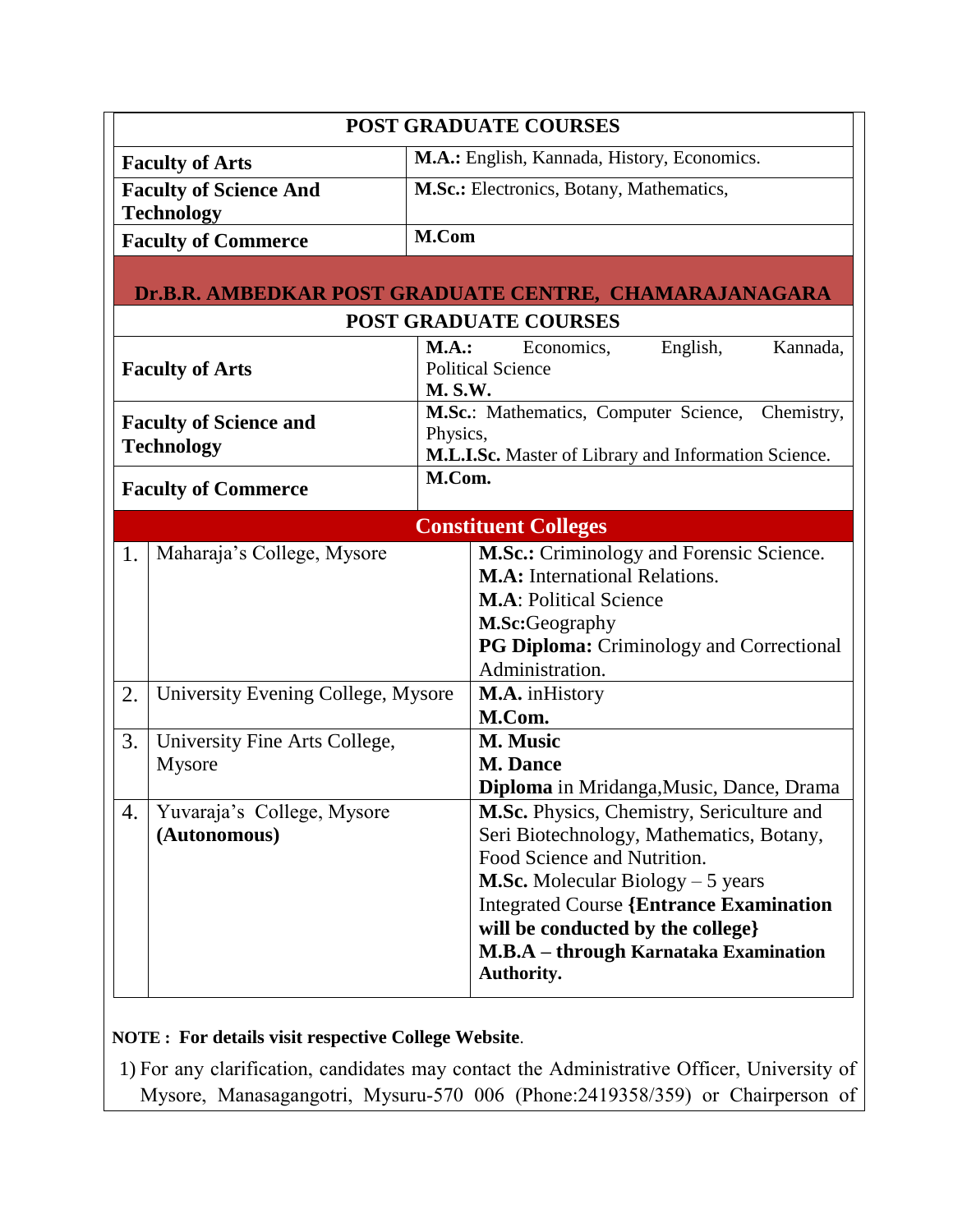| POST GRADUATE COURSES | |
|---|---|
| **Faculty of Arts** | **M.A.:** English, Kannada, History, Economics. |
| **Faculty of Science And Technology** | **M.Sc.:** Electronics, Botany, Mathematics, |
| **Faculty of Commerce** | **M.Com** |

## Dr.B.R. AMBEDKAR POST GRADUATE CENTRE, CHAMARAJANAGARA

| POST GRADUATE COURSES | |
|---|---|
| **Faculty of Arts** | **M.A.:** Economics, English, Kannada, Political Science<br>**M. S.W.** |
| **Faculty of Science and Technology** | **M.Sc.**: Mathematics, Computer Science, Chemistry, Physics,<br>**M.L.I.Sc.** Master of Library and Information Science. |
| **Faculty of Commerce** | **M.Com.** |

## Constituent Colleges

| | College | Courses |
|---|---|---|
| 1. | Maharaja's College, Mysore | **M.Sc.:** Criminology and Forensic Science.<br>**M.A:** International Relations.<br>**M.A**: Political Science<br>**M.Sc:**Geography<br>**PG Diploma:** Criminology and Correctional Administration. |
| 2. | University Evening College, Mysore | **M.A.** inHistory<br>**M.Com.** |
| 3. | University Fine Arts College, Mysore | **M. Music**<br>**M. Dance**<br>**Diploma** in Mridanga,Music, Dance, Drama |
| 4. | Yuvaraja's College, Mysore **(Autonomous)** | **M.Sc.** Physics, Chemistry, Sericulture and Seri Biotechnology, Mathematics, Botany, Food Science and Nutrition.<br>**M.Sc.** Molecular Biology – 5 years Integrated Course **{Entrance Examination will be conducted by the college}**<br>**M.B.A – through Karnataka Examination Authority.** |

**NOTE : For details visit respective College Website**.

1) For any clarification, candidates may contact the Administrative Officer, University of Mysore, Manasagangotri, Mysuru-570 006 (Phone:2419358/359) or Chairperson of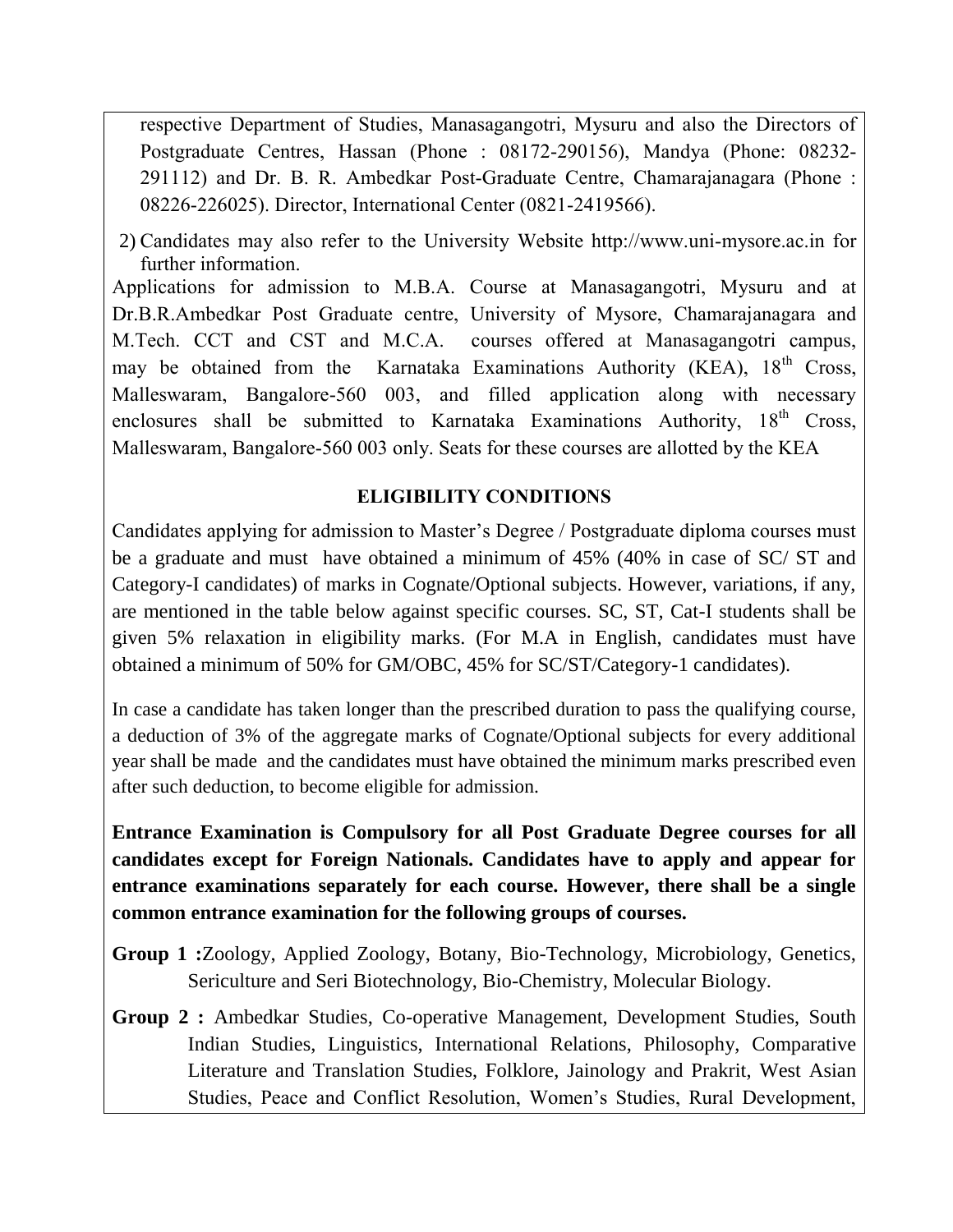respective Department of Studies, Manasagangotri, Mysuru and also the Directors of Postgraduate Centres, Hassan (Phone : 08172-290156), Mandya (Phone: 08232-291112) and Dr. B. R. Ambedkar Post-Graduate Centre, Chamarajanagara (Phone : 08226-226025). Director, International Center (0821-2419566).

2) Candidates may also refer to the University Website http://www.uni-mysore.ac.in for further information.

Applications for admission to M.B.A. Course at Manasagangotri, Mysuru and at Dr.B.R.Ambedkar Post Graduate centre, University of Mysore, Chamarajanagara and M.Tech. CCT and CST and M.C.A. courses offered at Manasagangotri campus, may be obtained from the Karnataka Examinations Authority (KEA), 18th Cross, Malleswaram, Bangalore-560 003, and filled application along with necessary enclosures shall be submitted to Karnataka Examinations Authority, 18th Cross, Malleswaram, Bangalore-560 003 only. Seats for these courses are allotted by the KEA

## ELIGIBILITY CONDITIONS

Candidates applying for admission to Master's Degree / Postgraduate diploma courses must be a graduate and must have obtained a minimum of 45% (40% in case of SC/ ST and Category-I candidates) of marks in Cognate/Optional subjects. However, variations, if any, are mentioned in the table below against specific courses. SC, ST, Cat-I students shall be given 5% relaxation in eligibility marks. (For M.A in English, candidates must have obtained a minimum of 50% for GM/OBC, 45% for SC/ST/Category-1 candidates).

In case a candidate has taken longer than the prescribed duration to pass the qualifying course, a deduction of 3% of the aggregate marks of Cognate/Optional subjects for every additional year shall be made and the candidates must have obtained the minimum marks prescribed even after such deduction, to become eligible for admission.

**Entrance Examination is Compulsory for all Post Graduate Degree courses for all candidates except for Foreign Nationals. Candidates have to apply and appear for entrance examinations separately for each course. However, there shall be a single common entrance examination for the following groups of courses.**

**Group 1 :** Zoology, Applied Zoology, Botany, Bio-Technology, Microbiology, Genetics, Sericulture and Seri Biotechnology, Bio-Chemistry, Molecular Biology.

**Group 2 :** Ambedkar Studies, Co-operative Management, Development Studies, South Indian Studies, Linguistics, International Relations, Philosophy, Comparative Literature and Translation Studies, Folklore, Jainology and Prakrit, West Asian Studies, Peace and Conflict Resolution, Women's Studies, Rural Development,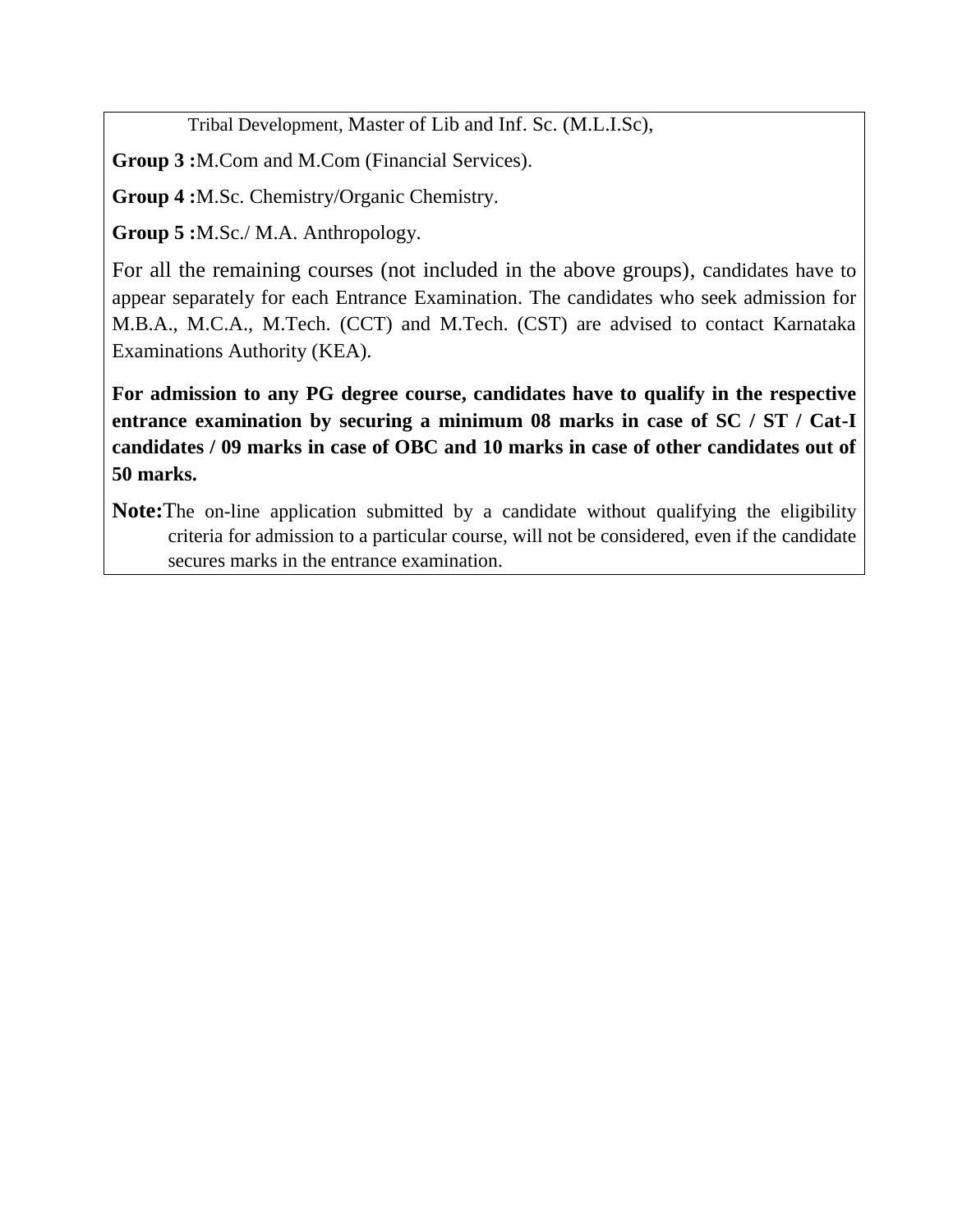Tribal Development, Master of Lib and Inf. Sc. (M.L.I.Sc),

**Group 3 :** M.Com and M.Com (Financial Services).

**Group 4 :** M.Sc. Chemistry/Organic Chemistry.

**Group 5 :** M.Sc./ M.A. Anthropology.

For all the remaining courses (not included in the above groups), candidates have to appear separately for each Entrance Examination. The candidates who seek admission for M.B.A., M.C.A., M.Tech. (CCT) and M.Tech. (CST) are advised to contact Karnataka Examinations Authority (KEA).

**For admission to any PG degree course, candidates have to qualify in the respective entrance examination by securing a minimum 08 marks in case of SC / ST / Cat-I candidates / 09 marks in case of OBC and 10 marks in case of other candidates out of 50 marks.**

**Note:** The on-line application submitted by a candidate without qualifying the eligibility criteria for admission to a particular course, will not be considered, even if the candidate secures marks in the entrance examination.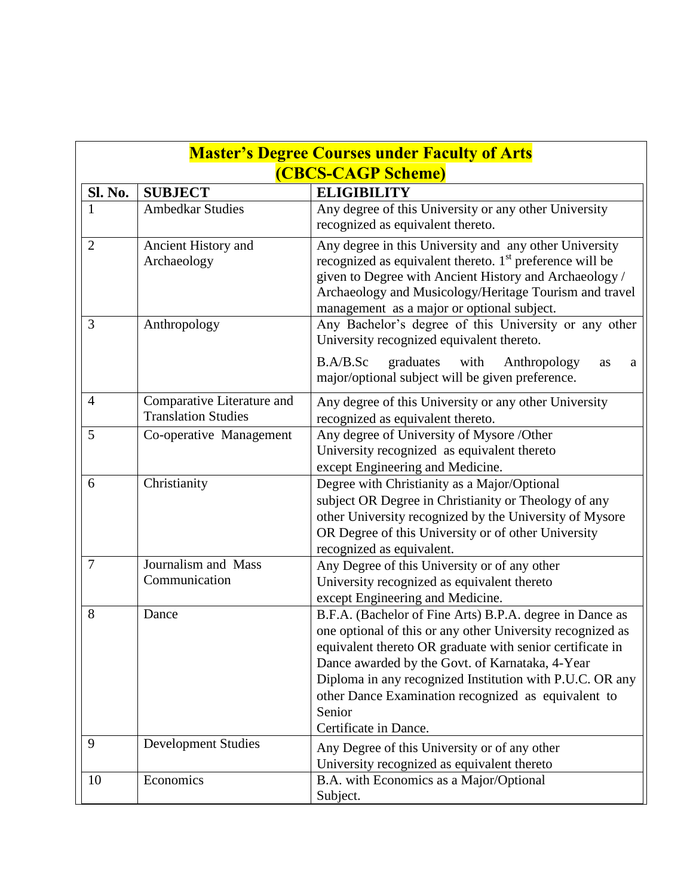## Master's Degree Courses under Faculty of Arts (CBCS-CAGP Scheme)

| Sl. No. | SUBJECT | ELIGIBILITY |
|---|---|---|
| 1 | Ambedkar Studies | Any degree of this University or any other University recognized as equivalent thereto. |
| 2 | Ancient History and Archaeology | Any degree in this University and any other University recognized as equivalent thereto. 1st preference will be given to Degree with Ancient History and Archaeology / Archaeology and Musicology/Heritage Tourism and travel management as a major or optional subject. |
| 3 | Anthropology | Any Bachelor's degree of this University or any other University recognized equivalent thereto. B.A/B.Sc graduates with Anthropology as a major/optional subject will be given preference. |
| 4 | Comparative Literature and Translation Studies | Any degree of this University or any other University recognized as equivalent thereto. |
| 5 | Co-operative Management | Any degree of University of Mysore /Other University recognized as equivalent thereto except Engineering and Medicine. |
| 6 | Christianity | Degree with Christianity as a Major/Optional subject OR Degree in Christianity or Theology of any other University recognized by the University of Mysore OR Degree of this University or of other University recognized as equivalent. |
| 7 | Journalism and Mass Communication | Any Degree of this University or of any other University recognized as equivalent thereto except Engineering and Medicine. |
| 8 | Dance | B.F.A. (Bachelor of Fine Arts) B.P.A. degree in Dance as one optional of this or any other University recognized as equivalent thereto OR graduate with senior certificate in Dance awarded by the Govt. of Karnataka, 4-Year Diploma in any recognized Institution with P.U.C. OR any other Dance Examination recognized as equivalent to Senior Certificate in Dance. |
| 9 | Development Studies | Any Degree of this University or of any other University recognized as equivalent thereto |
| 10 | Economics | B.A. with Economics as a Major/Optional Subject. |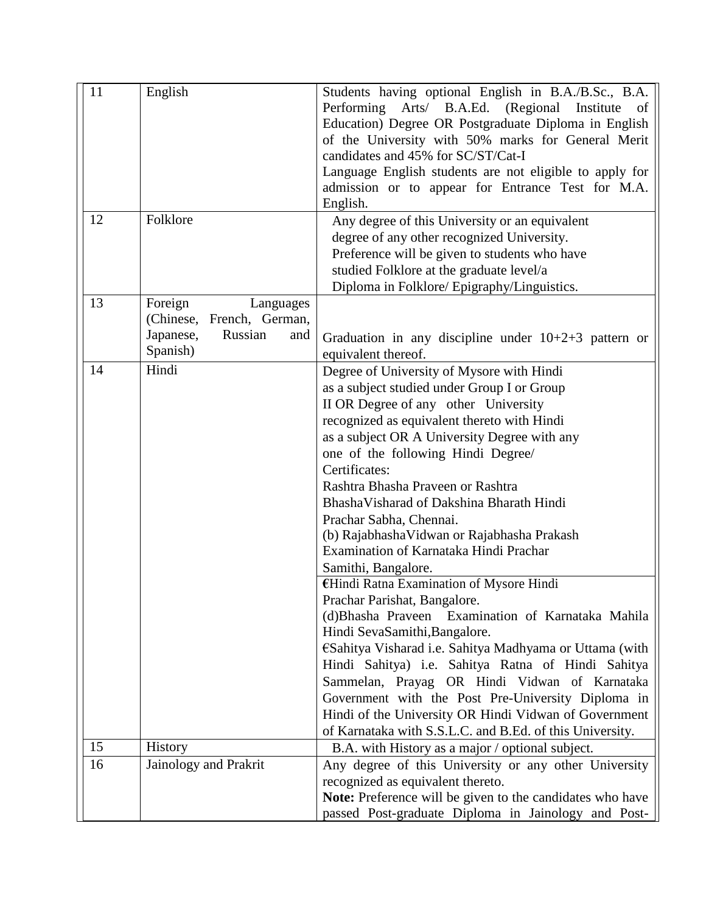| 11 | English | Students having optional English in B.A./B.Sc., B.A. Performing Arts/ B.A.Ed. (Regional Institute of Education) Degree OR Postgraduate Diploma in English of the University with 50% marks for General Merit candidates and 45% for SC/ST/Cat-I<br>Language English students are not eligible to apply for admission or to appear for Entrance Test for M.A. English. |
|---|---|---|
| 12 | Folklore | Any degree of this University or an equivalent degree of any other recognized University.<br>Preference will be given to students who have studied Folklore at the graduate level/a Diploma in Folklore/ Epigraphy/Linguistics. |
| 13 | Foreign Languages (Chinese, French, German, Japanese, Russian and Spanish) | Graduation in any discipline under 10+2+3 pattern or equivalent thereof. |
| 14 | Hindi | Degree of University of Mysore with Hindi as a subject studied under Group I or Group II OR Degree of any other University recognized as equivalent thereto with Hindi as a subject OR A University Degree with any one of the following Hindi Degree/ Certificates:<br>Rashtra Bhasha Praveen or Rashtra BhashaVisharad of Dakshina Bharath Hindi Prachar Sabha, Chennai.<br>(b) RajabhashaVidwan or Rajabhasha Prakash Examination of Karnataka Hindi Prachar Samithi, Bangalore.<br>€Hindi Ratna Examination of Mysore Hindi Prachar Parishat, Bangalore.<br>(d)Bhasha Praveen Examination of Karnataka Mahila Hindi SevaSamithi,Bangalore.<br>€Sahitya Visharad i.e. Sahitya Madhyama or Uttama (with Hindi Sahitya) i.e. Sahitya Ratna of Hindi Sahitya Sammelan, Prayag OR Hindi Vidwan of Karnataka Government with the Post Pre-University Diploma in Hindi of the University OR Hindi Vidwan of Government of Karnataka with S.S.L.C. and B.Ed. of this University. |
| 15 | History | B.A. with History as a major / optional subject. |
| 16 | Jainology and Prakrit | Any degree of this University or any other University recognized as equivalent thereto.<br>**Note:** Preference will be given to the candidates who have passed Post-graduate Diploma in Jainology and Post- |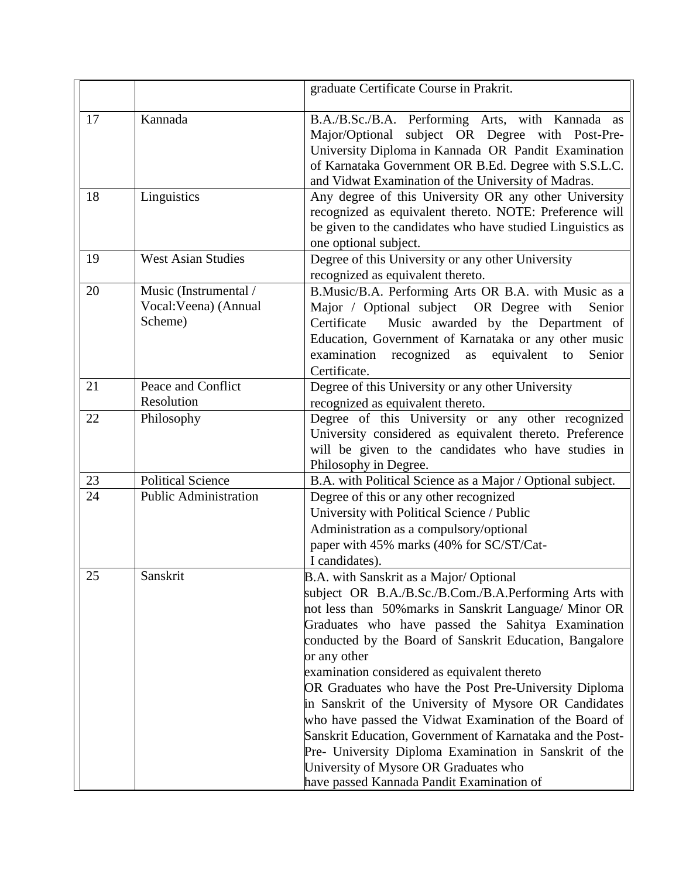| | | |
|---|---|---|
| | | graduate Certificate Course in Prakrit. |
| 17 | Kannada | B.A./B.Sc./B.A. Performing Arts, with Kannada as Major/Optional subject OR Degree with Post-Pre-University Diploma in Kannada OR Pandit Examination of Karnataka Government OR B.Ed. Degree with S.S.L.C. and Vidwat Examination of the University of Madras. |
| 18 | Linguistics | Any degree of this University OR any other University recognized as equivalent thereto. NOTE: Preference will be given to the candidates who have studied Linguistics as one optional subject. |
| 19 | West Asian Studies | Degree of this University or any other University recognized as equivalent thereto. |
| 20 | Music (Instrumental / Vocal:Veena) (Annual Scheme) | B.Music/B.A. Performing Arts OR B.A. with Music as a Major / Optional subject OR Degree with Senior Certificate Music awarded by the Department of Education, Government of Karnataka or any other music examination recognized as equivalent to Senior Certificate. |
| 21 | Peace and Conflict Resolution | Degree of this University or any other University recognized as equivalent thereto. |
| 22 | Philosophy | Degree of this University or any other recognized University considered as equivalent thereto. Preference will be given to the candidates who have studies in Philosophy in Degree. |
| 23 | Political Science | B.A. with Political Science as a Major / Optional subject. |
| 24 | Public Administration | Degree of this or any other recognized University with Political Science / Public Administration as a compulsory/optional paper with 45% marks (40% for SC/ST/Cat-I candidates). |
| 25 | Sanskrit | B.A. with Sanskrit as a Major/ Optional subject OR B.A./B.Sc./B.Com./B.A.Performing Arts with not less than 50%marks in Sanskrit Language/ Minor OR Graduates who have passed the Sahitya Examination conducted by the Board of Sanskrit Education, Bangalore or any other examination considered as equivalent thereto OR Graduates who have the Post Pre-University Diploma in Sanskrit of the University of Mysore OR Candidates who have passed the Vidwat Examination of the Board of Sanskrit Education, Government of Karnataka and the Post-Pre- University Diploma Examination in Sanskrit of the University of Mysore OR Graduates who have passed Kannada Pandit Examination of |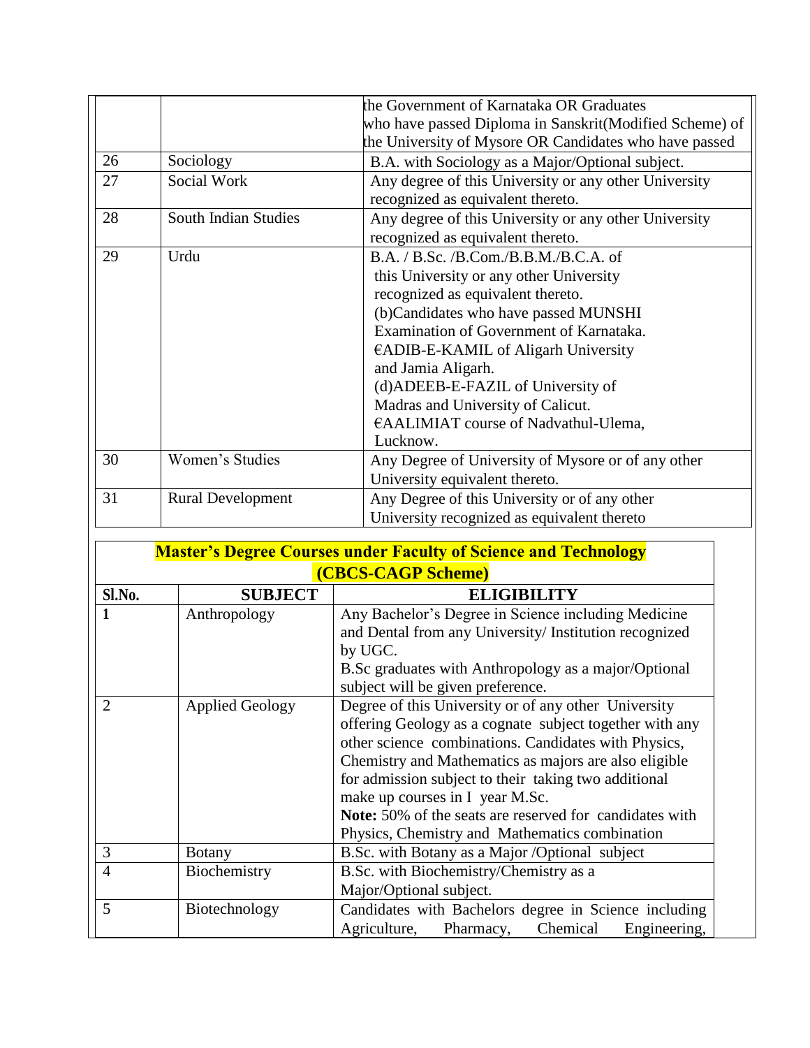|  |  | the Government of Karnataka OR Graduates who have passed Diploma in Sanskrit(Modified Scheme) of the University of Mysore OR Candidates who have passed |
|---|---|---|
| 26 | Sociology | B.A. with Sociology as a Major/Optional subject. |
| 27 | Social Work | Any degree of this University or any other University recognized as equivalent thereto. |
| 28 | South Indian Studies | Any degree of this University or any other University recognized as equivalent thereto. |
| 29 | Urdu | B.A. / B.Sc. /B.Com./B.B.M./B.C.A. of this University or any other University recognized as equivalent thereto.<br>(b)Candidates who have passed MUNSHI Examination of Government of Karnataka.<br>€ADIB-E-KAMIL of Aligarh University and Jamia Aligarh.<br>(d)ADEEB-E-FAZIL of University of Madras and University of Calicut.<br>€AALIMIAT course of Nadvathul-Ulema, Lucknow. |
| 30 | Women's Studies | Any Degree of University of Mysore or of any other University equivalent thereto. |
| 31 | Rural Development | Any Degree of this University or of any other University recognized as equivalent thereto |

## Master's Degree Courses under Faculty of Science and Technology (CBCS-CAGP Scheme)

| Sl.No. | SUBJECT | ELIGIBILITY |
|---|---|---|
| 1 | Anthropology | Any Bachelor's Degree in Science including Medicine and Dental from any University/ Institution recognized by UGC.<br>B.Sc graduates with Anthropology as a major/Optional subject will be given preference. |
| 2 | Applied Geology | Degree of this University or of any other University offering Geology as a cognate subject together with any other science combinations. Candidates with Physics, Chemistry and Mathematics as majors are also eligible for admission subject to their taking two additional make up courses in I year M.Sc.<br>**Note:** 50% of the seats are reserved for candidates with Physics, Chemistry and Mathematics combination |
| 3 | Botany | B.Sc. with Botany as a Major /Optional subject |
| 4 | Biochemistry | B.Sc. with Biochemistry/Chemistry as a Major/Optional subject. |
| 5 | Biotechnology | Candidates with Bachelors degree in Science including Agriculture, Pharmacy, Chemical Engineering, |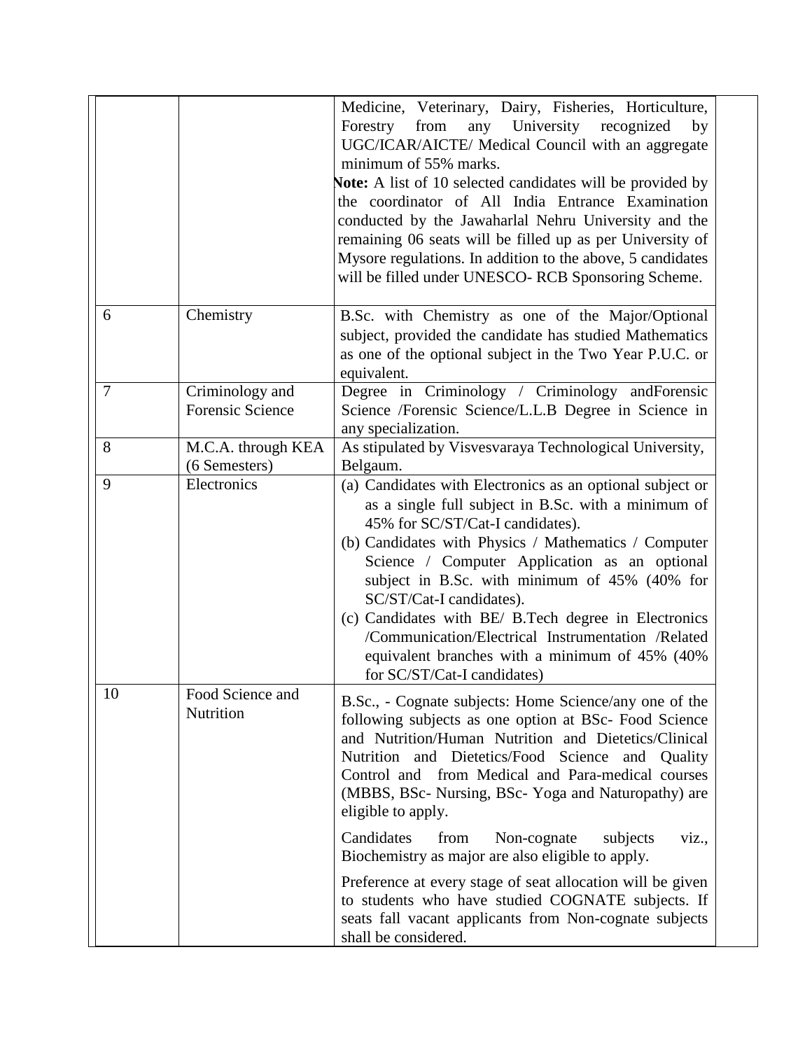| | | | |
|---|---|---|---|
| | | Medicine, Veterinary, Dairy, Fisheries, Horticulture, Forestry from any University recognized by UGC/ICAR/AICTE/ Medical Council with an aggregate minimum of 55% marks.<br>**Note:** A list of 10 selected candidates will be provided by the coordinator of All India Entrance Examination conducted by the Jawaharlal Nehru University and the remaining 06 seats will be filled up as per University of Mysore regulations. In addition to the above, 5 candidates will be filled under UNESCO- RCB Sponsoring Scheme. | |
| 6 | Chemistry | B.Sc. with Chemistry as one of the Major/Optional subject, provided the candidate has studied Mathematics as one of the optional subject in the Two Year P.U.C. or equivalent. | |
| 7 | Criminology and Forensic Science | Degree in Criminology / Criminology andForensic Science /Forensic Science/L.L.B Degree in Science in any specialization. | |
| 8 | M.C.A. through KEA (6 Semesters) | As stipulated by Visvesvaraya Technological University, Belgaum. | |
| 9 | Electronics | (a) Candidates with Electronics as an optional subject or as a single full subject in B.Sc. with a minimum of 45% for SC/ST/Cat-I candidates).<br>(b) Candidates with Physics / Mathematics / Computer Science / Computer Application as an optional subject in B.Sc. with minimum of 45% (40% for SC/ST/Cat-I candidates).<br>(c) Candidates with BE/ B.Tech degree in Electronics /Communication/Electrical Instrumentation /Related equivalent branches with a minimum of 45% (40% for SC/ST/Cat-I candidates) | |
| 10 | Food Science and Nutrition | B.Sc., - Cognate subjects: Home Science/any one of the following subjects as one option at BSc- Food Science and Nutrition/Human Nutrition and Dietetics/Clinical Nutrition and Dietetics/Food Science and Quality Control and from Medical and Para-medical courses (MBBS, BSc- Nursing, BSc- Yoga and Naturopathy) are eligible to apply.<br>Candidates from Non-cognate subjects viz., Biochemistry as major are also eligible to apply.<br>Preference at every stage of seat allocation will be given to students who have studied COGNATE subjects. If seats fall vacant applicants from Non-cognate subjects shall be considered. | |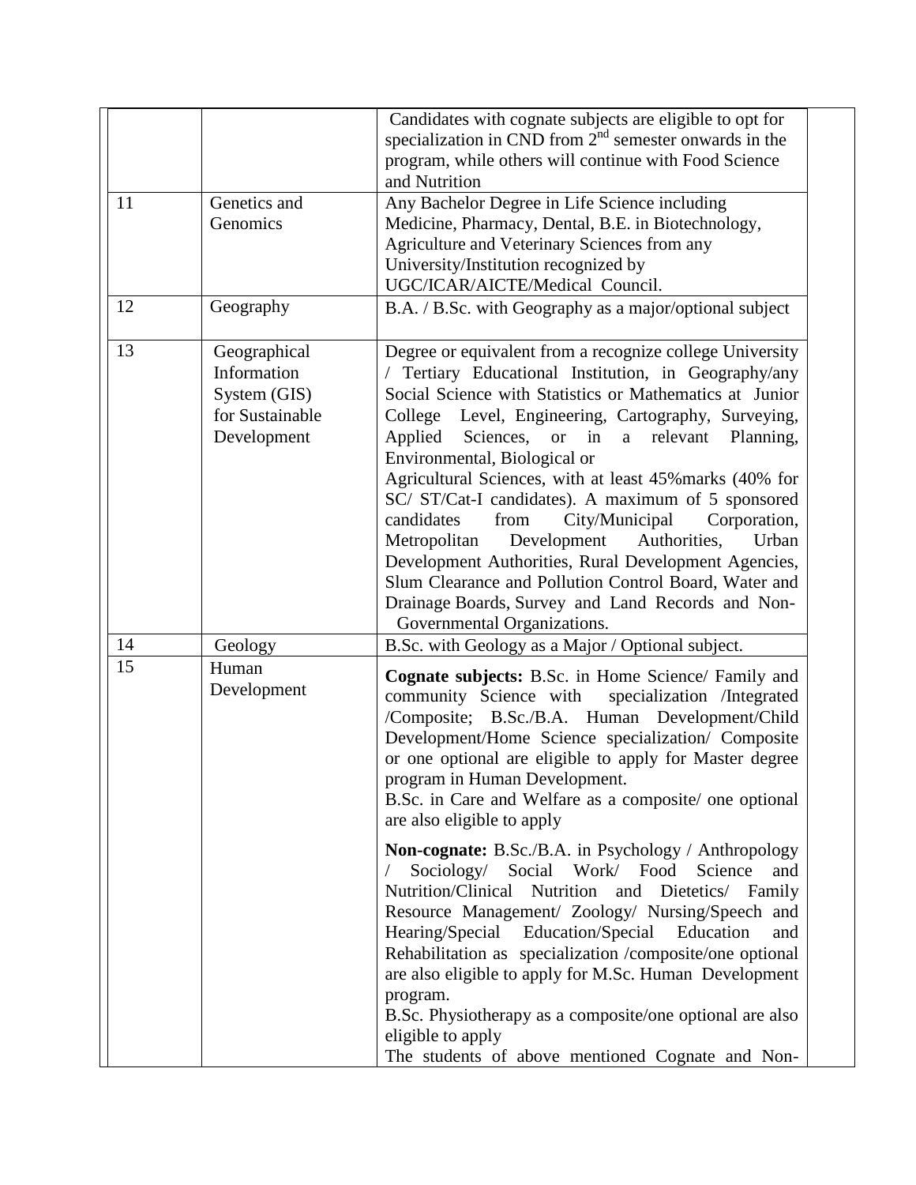| | | | |
|---|---|---|---|
| | | Candidates with cognate subjects are eligible to opt for specialization in CND from 2nd semester onwards in the program, while others will continue with Food Science and Nutrition | |
| 11 | Genetics and Genomics | Any Bachelor Degree in Life Science including Medicine, Pharmacy, Dental, B.E. in Biotechnology, Agriculture and Veterinary Sciences from any University/Institution recognized by UGC/ICAR/AICTE/Medical Council. | |
| 12 | Geography | B.A. / B.Sc. with Geography as a major/optional subject | |
| 13 | Geographical Information System (GIS) for Sustainable Development | Degree or equivalent from a recognize college University / Tertiary Educational Institution, in Geography/any Social Science with Statistics or Mathematics at Junior College Level, Engineering, Cartography, Surveying, Applied Sciences, or in a relevant Planning, Environmental, Biological or Agricultural Sciences, with at least 45%marks (40% for SC/ ST/Cat-I candidates). A maximum of 5 sponsored candidates from City/Municipal Corporation, Metropolitan Development Authorities, Urban Development Authorities, Rural Development Agencies, Slum Clearance and Pollution Control Board, Water and Drainage Boards, Survey and Land Records and Non-Governmental Organizations. | |
| 14 | Geology | B.Sc. with Geology as a Major / Optional subject. | |
| 15 | Human Development | **Cognate subjects:** B.Sc. in Home Science/ Family and community Science with specialization /Integrated /Composite; B.Sc./B.A. Human Development/Child Development/Home Science specialization/ Composite or one optional are eligible to apply for Master degree program in Human Development.<br>B.Sc. in Care and Welfare as a composite/ one optional are also eligible to apply<br><br>**Non-cognate:** B.Sc./B.A. in Psychology / Anthropology / Sociology/ Social Work/ Food Science and Nutrition/Clinical Nutrition and Dietetics/ Family Resource Management/ Zoology/ Nursing/Speech and Hearing/Special Education/Special Education and Rehabilitation as specialization /composite/one optional are also eligible to apply for M.Sc. Human Development program.<br>B.Sc. Physiotherapy as a composite/one optional are also eligible to apply<br>The students of above mentioned Cognate and Non- | |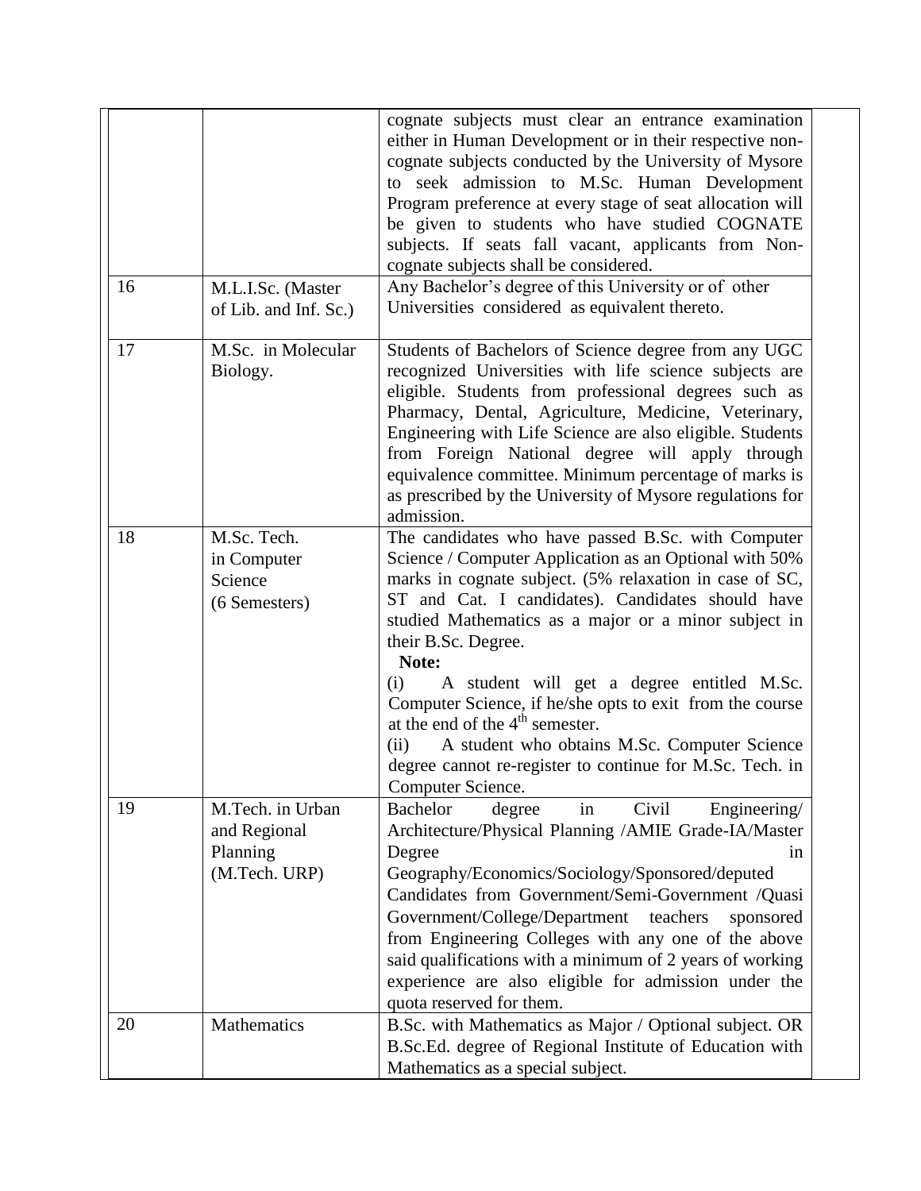| | | | |
|---|---|---|---|
| | | cognate subjects must clear an entrance examination either in Human Development or in their respective non-cognate subjects conducted by the University of Mysore to seek admission to M.Sc. Human Development Program preference at every stage of seat allocation will be given to students who have studied COGNATE subjects. If seats fall vacant, applicants from Non-cognate subjects shall be considered. | |
| 16 | M.L.I.Sc. (Master of Lib. and Inf. Sc.) | Any Bachelor's degree of this University or of other Universities considered as equivalent thereto. | |
| 17 | M.Sc. in Molecular Biology. | Students of Bachelors of Science degree from any UGC recognized Universities with life science subjects are eligible. Students from professional degrees such as Pharmacy, Dental, Agriculture, Medicine, Veterinary, Engineering with Life Science are also eligible. Students from Foreign National degree will apply through equivalence committee. Minimum percentage of marks is as prescribed by the University of Mysore regulations for admission. | |
| 18 | M.Sc. Tech. in Computer Science (6 Semesters) | The candidates who have passed B.Sc. with Computer Science / Computer Application as an Optional with 50% marks in cognate subject. (5% relaxation in case of SC, ST and Cat. I candidates). Candidates should have studied Mathematics as a major or a minor subject in their B.Sc. Degree.<br>**Note:**<br>(i) A student will get a degree entitled M.Sc. Computer Science, if he/she opts to exit from the course at the end of the 4th semester.<br>(ii) A student who obtains M.Sc. Computer Science degree cannot re-register to continue for M.Sc. Tech. in Computer Science. | |
| 19 | M.Tech. in Urban and Regional Planning (M.Tech. URP) | Bachelor degree in Civil Engineering/ Architecture/Physical Planning /AMIE Grade-IA/Master Degree in Geography/Economics/Sociology/Sponsored/deputed Candidates from Government/Semi-Government /Quasi Government/College/Department teachers sponsored from Engineering Colleges with any one of the above said qualifications with a minimum of 2 years of working experience are also eligible for admission under the quota reserved for them. | |
| 20 | Mathematics | B.Sc. with Mathematics as Major / Optional subject. OR B.Sc.Ed. degree of Regional Institute of Education with Mathematics as a special subject. | |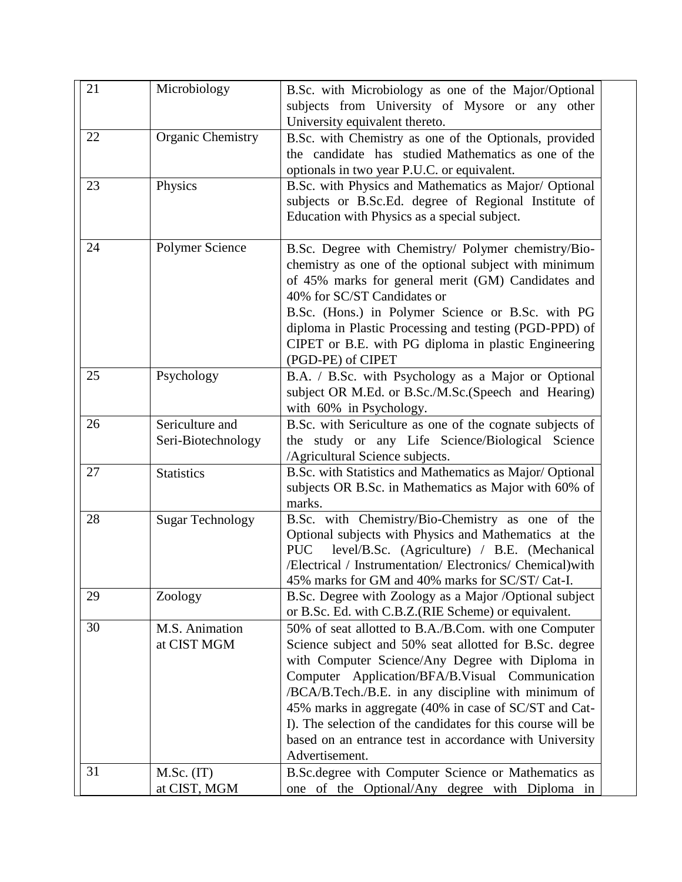| | | | |
|---|---|---|---|
| 21 | Microbiology | B.Sc. with Microbiology as one of the Major/Optional subjects from University of Mysore or any other University equivalent thereto. | |
| 22 | Organic Chemistry | B.Sc. with Chemistry as one of the Optionals, provided the candidate has studied Mathematics as one of the optionals in two year P.U.C. or equivalent. | |
| 23 | Physics | B.Sc. with Physics and Mathematics as Major/ Optional subjects or B.Sc.Ed. degree of Regional Institute of Education with Physics as a special subject. | |
| 24 | Polymer Science | B.Sc. Degree with Chemistry/ Polymer chemistry/Bio-chemistry as one of the optional subject with minimum of 45% marks for general merit (GM) Candidates and 40% for SC/ST Candidates or<br>B.Sc. (Hons.) in Polymer Science or B.Sc. with PG diploma in Plastic Processing and testing (PGD-PPD) of CIPET or B.E. with PG diploma in plastic Engineering (PGD-PE) of CIPET | |
| 25 | Psychology | B.A. / B.Sc. with Psychology as a Major or Optional subject OR M.Ed. or B.Sc./M.Sc.(Speech and Hearing) with 60% in Psychology. | |
| 26 | Sericulture and Seri-Biotechnology | B.Sc. with Sericulture as one of the cognate subjects of the study or any Life Science/Biological Science /Agricultural Science subjects. | |
| 27 | Statistics | B.Sc. with Statistics and Mathematics as Major/ Optional subjects OR B.Sc. in Mathematics as Major with 60% of marks. | |
| 28 | Sugar Technology | B.Sc. with Chemistry/Bio-Chemistry as one of the Optional subjects with Physics and Mathematics at the PUC level/B.Sc. (Agriculture) / B.E. (Mechanical /Electrical / Instrumentation/ Electronics/ Chemical)with 45% marks for GM and 40% marks for SC/ST/ Cat-I. | |
| 29 | Zoology | B.Sc. Degree with Zoology as a Major /Optional subject or B.Sc. Ed. with C.B.Z.(RIE Scheme) or equivalent. | |
| 30 | M.S. Animation at CIST MGM | 50% of seat allotted to B.A./B.Com. with one Computer Science subject and 50% seat allotted for B.Sc. degree with Computer Science/Any Degree with Diploma in Computer Application/BFA/B.Visual Communication /BCA/B.Tech./B.E. in any discipline with minimum of 45% marks in aggregate (40% in case of SC/ST and Cat-I). The selection of the candidates for this course will be based on an entrance test in accordance with University Advertisement. | |
| 31 | M.Sc. (IT) at CIST, MGM | B.Sc.degree with Computer Science or Mathematics as one of the Optional/Any degree with Diploma in | |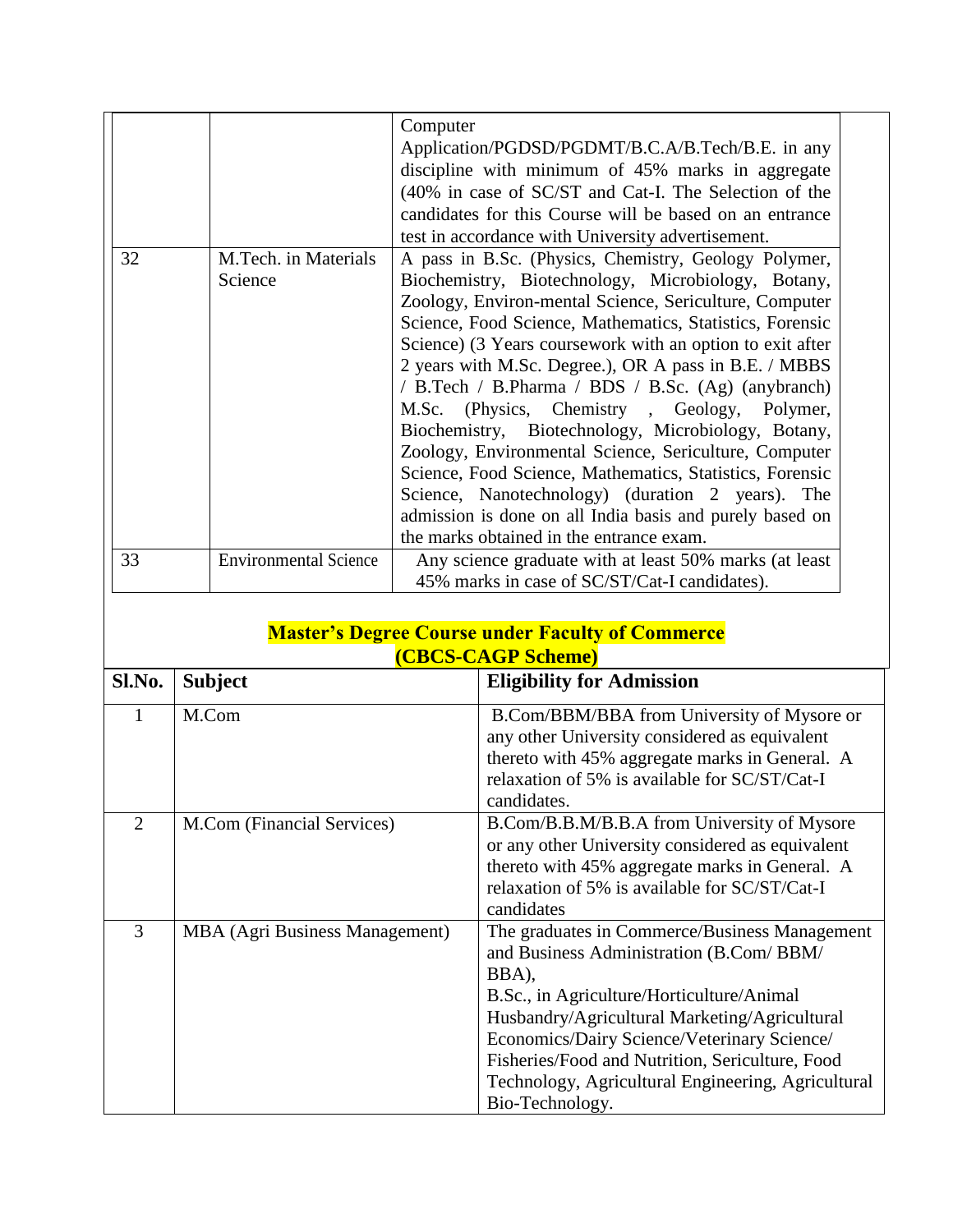| | | |
|---|---|---|
| | | Computer Application/PGDSD/PGDMT/B.C.A/B.Tech/B.E. in any discipline with minimum of 45% marks in aggregate (40% in case of SC/ST and Cat-I. The Selection of the candidates for this Course will be based on an entrance test in accordance with University advertisement. |
| 32 | M.Tech. in Materials Science | A pass in B.Sc. (Physics, Chemistry, Geology Polymer, Biochemistry, Biotechnology, Microbiology, Botany, Zoology, Environ-mental Science, Sericulture, Computer Science, Food Science, Mathematics, Statistics, Forensic Science) (3 Years coursework with an option to exit after 2 years with M.Sc. Degree.), OR A pass in B.E. / MBBS / B.Tech / B.Pharma / BDS / B.Sc. (Ag) (anybranch) M.Sc. (Physics, Chemistry , Geology, Polymer, Biochemistry, Biotechnology, Microbiology, Botany, Zoology, Environmental Science, Sericulture, Computer Science, Food Science, Mathematics, Statistics, Forensic Science, Nanotechnology) (duration 2 years). The admission is done on all India basis and purely based on the marks obtained in the entrance exam. |
| 33 | Environmental Science | Any science graduate with at least 50% marks (at least 45% marks in case of SC/ST/Cat-I candidates). |

## Master's Degree Course under Faculty of Commerce (CBCS-CAGP Scheme)

| Sl.No. | Subject | Eligibility for Admission |
|---|---|---|
| 1 | M.Com | B.Com/BBM/BBA from University of Mysore or any other University considered as equivalent thereto with 45% aggregate marks in General. A relaxation of 5% is available for SC/ST/Cat-I candidates. |
| 2 | M.Com (Financial Services) | B.Com/B.B.M/B.B.A from University of Mysore or any other University considered as equivalent thereto with 45% aggregate marks in General. A relaxation of 5% is available for SC/ST/Cat-I candidates |
| 3 | MBA (Agri Business Management) | The graduates in Commerce/Business Management and Business Administration (B.Com/ BBM/ BBA), B.Sc., in Agriculture/Horticulture/Animal Husbandry/Agricultural Marketing/Agricultural Economics/Dairy Science/Veterinary Science/ Fisheries/Food and Nutrition, Sericulture, Food Technology, Agricultural Engineering, Agricultural Bio-Technology. |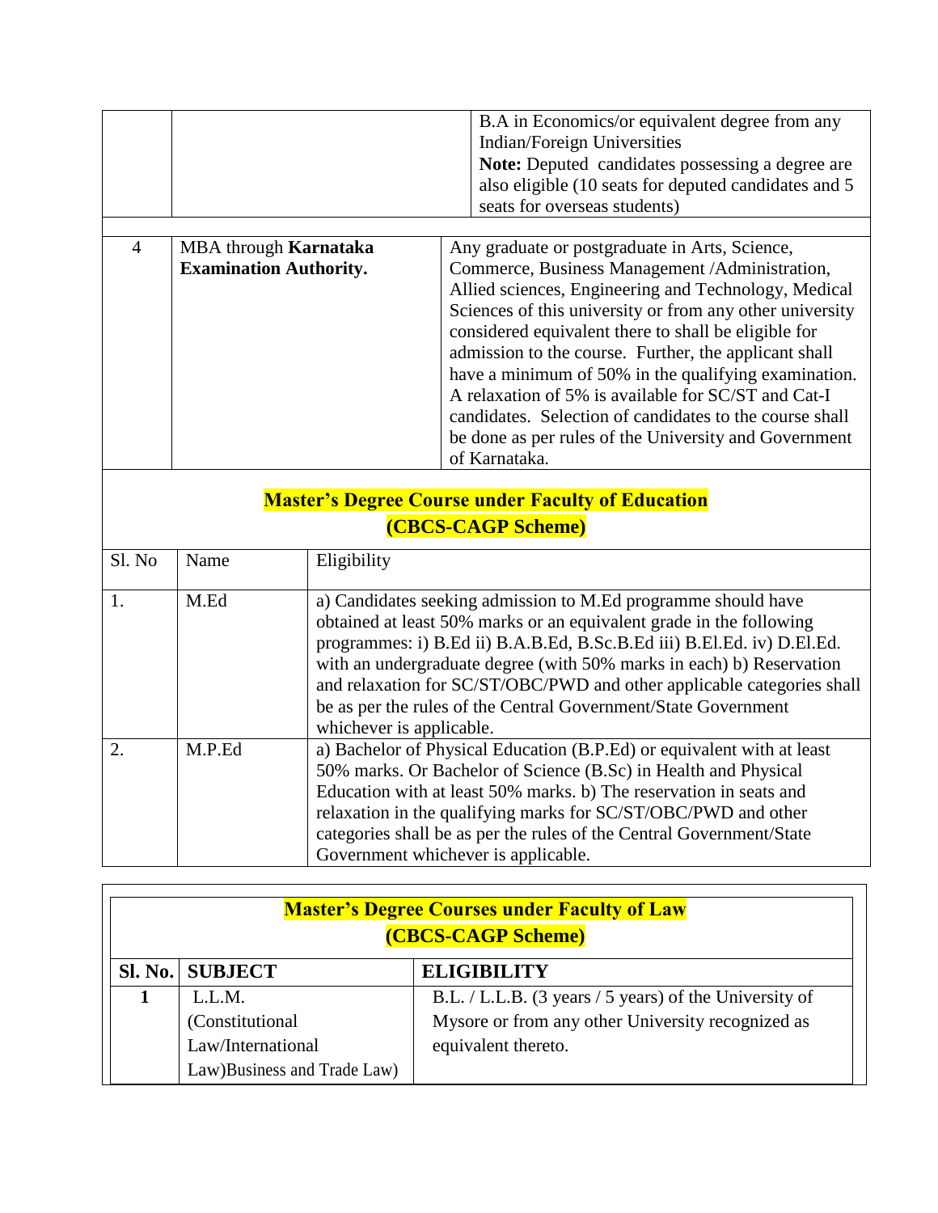| | | |
|---|---|---|
| | | B.A in Economics/or equivalent degree from any Indian/Foreign Universities<br>**Note:** Deputed candidates possessing a degree are also eligible (10 seats for deputed candidates and 5 seats for overseas students) |
| 4 | MBA through **Karnataka Examination Authority.** | Any graduate or postgraduate in Arts, Science, Commerce, Business Management /Administration, Allied sciences, Engineering and Technology, Medical Sciences of this university or from any other university considered equivalent there to shall be eligible for admission to the course. Further, the applicant shall have a minimum of 50% in the qualifying examination. A relaxation of 5% is available for SC/ST and Cat-I candidates. Selection of candidates to the course shall be done as per rules of the University and Government of Karnataka. |

## Master's Degree Course under Faculty of Education (CBCS-CAGP Scheme)

| Sl. No | Name | Eligibility |
|---|---|---|
| 1. | M.Ed | a) Candidates seeking admission to M.Ed programme should have obtained at least 50% marks or an equivalent grade in the following programmes: i) B.Ed ii) B.A.B.Ed, B.Sc.B.Ed iii) B.El.Ed. iv) D.El.Ed. with an undergraduate degree (with 50% marks in each) b) Reservation and relaxation for SC/ST/OBC/PWD and other applicable categories shall be as per the rules of the Central Government/State Government whichever is applicable. |
| 2. | M.P.Ed | a) Bachelor of Physical Education (B.P.Ed) or equivalent with at least 50% marks. Or Bachelor of Science (B.Sc) in Health and Physical Education with at least 50% marks. b) The reservation in seats and relaxation in the qualifying marks for SC/ST/OBC/PWD and other categories shall be as per the rules of the Central Government/State Government whichever is applicable. |

## Master's Degree Courses under Faculty of Law (CBCS-CAGP Scheme)

| Sl. No. | SUBJECT | ELIGIBILITY |
|---|---|---|
| **1** | L.L.M. (Constitutional Law/International Law)Business and Trade Law) | B.L. / L.L.B. (3 years / 5 years) of the University of Mysore or from any other University recognized as equivalent thereto. |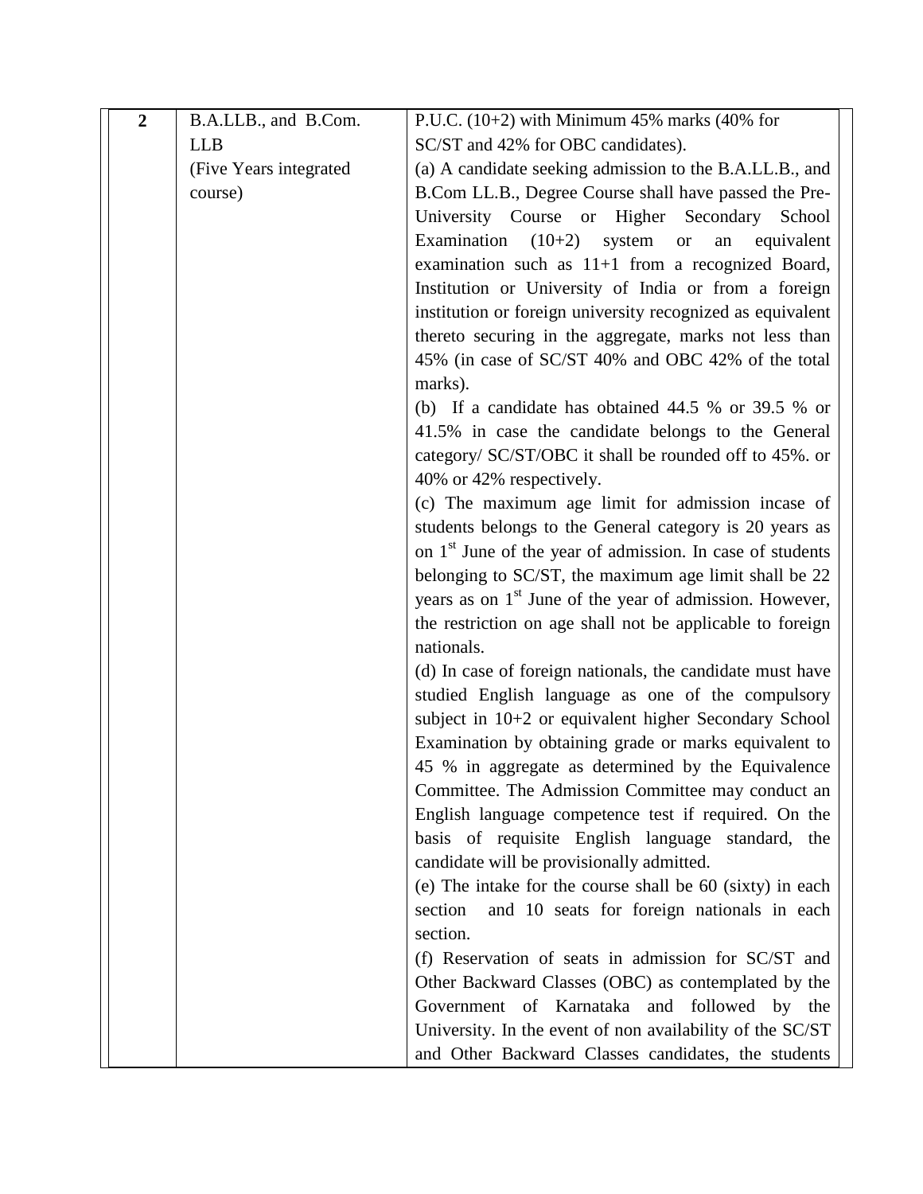| 2 | B.A.LLB., and B.Com. LLB (Five Years integrated course) | P.U.C. (10+2) with Minimum 45% marks (40% for SC/ST and 42% for OBC candidates).<br>(a) A candidate seeking admission to the B.A.LL.B., and B.Com LL.B., Degree Course shall have passed the Pre-University Course or Higher Secondary School Examination (10+2) system or an equivalent examination such as 11+1 from a recognized Board, Institution or University of India or from a foreign institution or foreign university recognized as equivalent thereto securing in the aggregate, marks not less than 45% (in case of SC/ST 40% and OBC 42% of the total marks).<br>(b) If a candidate has obtained 44.5 % or 39.5 % or 41.5% in case the candidate belongs to the General category/ SC/ST/OBC it shall be rounded off to 45%. or 40% or 42% respectively.<br>(c) The maximum age limit for admission incase of students belongs to the General category is 20 years as on 1st June of the year of admission. In case of students belonging to SC/ST, the maximum age limit shall be 22 years as on 1st June of the year of admission. However, the restriction on age shall not be applicable to foreign nationals.<br>(d) In case of foreign nationals, the candidate must have studied English language as one of the compulsory subject in 10+2 or equivalent higher Secondary School Examination by obtaining grade or marks equivalent to 45 % in aggregate as determined by the Equivalence Committee. The Admission Committee may conduct an English language competence test if required. On the basis of requisite English language standard, the candidate will be provisionally admitted.<br>(e) The intake for the course shall be 60 (sixty) in each section and 10 seats for foreign nationals in each section.<br>(f) Reservation of seats in admission for SC/ST and Other Backward Classes (OBC) as contemplated by the Government of Karnataka and followed by the University. In the event of non availability of the SC/ST and Other Backward Classes candidates, the students |
|---|---|---|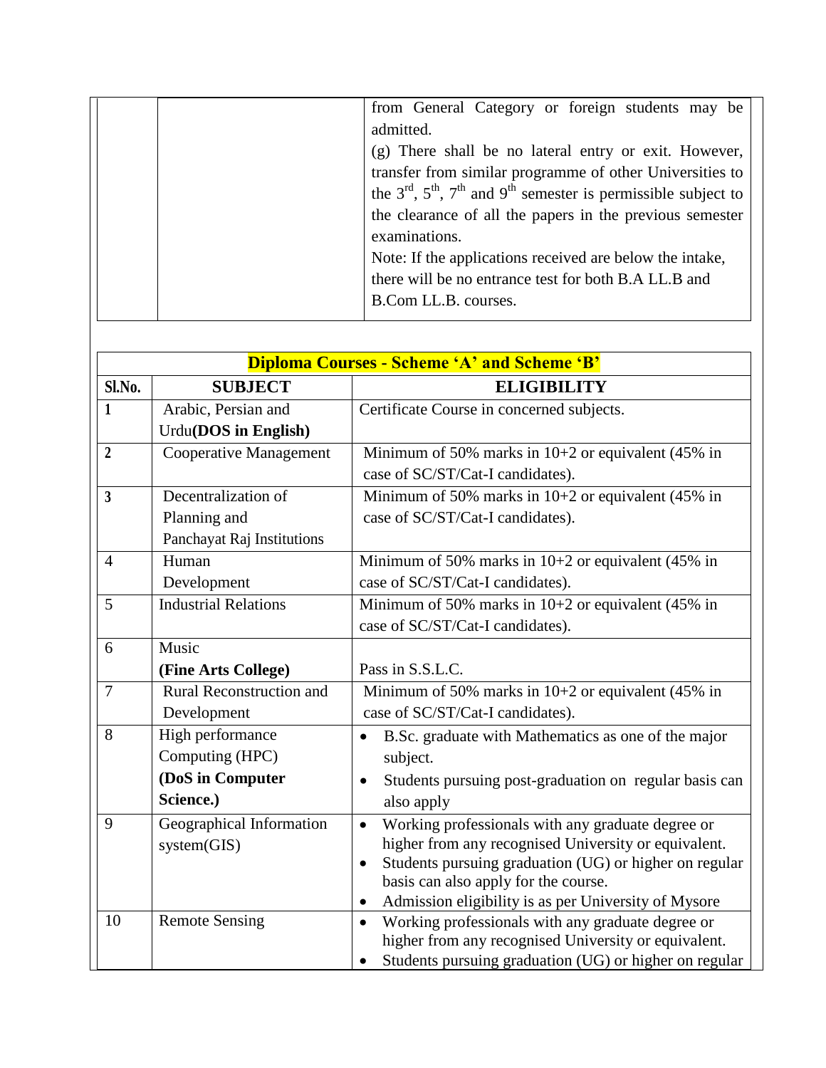| | | from General Category or foreign students may be admitted.<br>(g) There shall be no lateral entry or exit. However, transfer from similar programme of other Universities to the 3rd, 5th, 7th and 9th semester is permissible subject to the clearance of all the papers in the previous semester examinations.<br>Note: If the applications received are below the intake, there will be no entrance test for both B.A LL.B and B.Com LL.B. courses. |
|---|---|---|

| **Diploma Courses - Scheme 'A' and Scheme 'B'** | | |
|---|---|---|
| **Sl.No.** | **SUBJECT** | **ELIGIBILITY** |
| 1 | Arabic, Persian and Urdu**(DOS in English)** | Certificate Course in concerned subjects. |
| 2 | Cooperative Management | Minimum of 50% marks in 10+2 or equivalent (45% in case of SC/ST/Cat-I candidates). |
| 3 | Decentralization of Planning and Panchayat Raj Institutions | Minimum of 50% marks in 10+2 or equivalent (45% in case of SC/ST/Cat-I candidates). |
| 4 | Human Development | Minimum of 50% marks in 10+2 or equivalent (45% in case of SC/ST/Cat-I candidates). |
| 5 | Industrial Relations | Minimum of 50% marks in 10+2 or equivalent (45% in case of SC/ST/Cat-I candidates). |
| 6 | Music **(Fine Arts College)** | Pass in S.S.L.C. |
| 7 | Rural Reconstruction and Development | Minimum of 50% marks in 10+2 or equivalent (45% in case of SC/ST/Cat-I candidates). |
| 8 | High performance Computing (HPC) **(DoS in Computer Science.)** | • B.Sc. graduate with Mathematics as one of the major subject.<br>• Students pursuing post-graduation on regular basis can also apply |
| 9 | Geographical Information system(GIS) | • Working professionals with any graduate degree or higher from any recognised University or equivalent.<br>• Students pursuing graduation (UG) or higher on regular basis can also apply for the course.<br>• Admission eligibility is as per University of Mysore |
| 10 | Remote Sensing | • Working professionals with any graduate degree or higher from any recognised University or equivalent.<br>• Students pursuing graduation (UG) or higher on regular |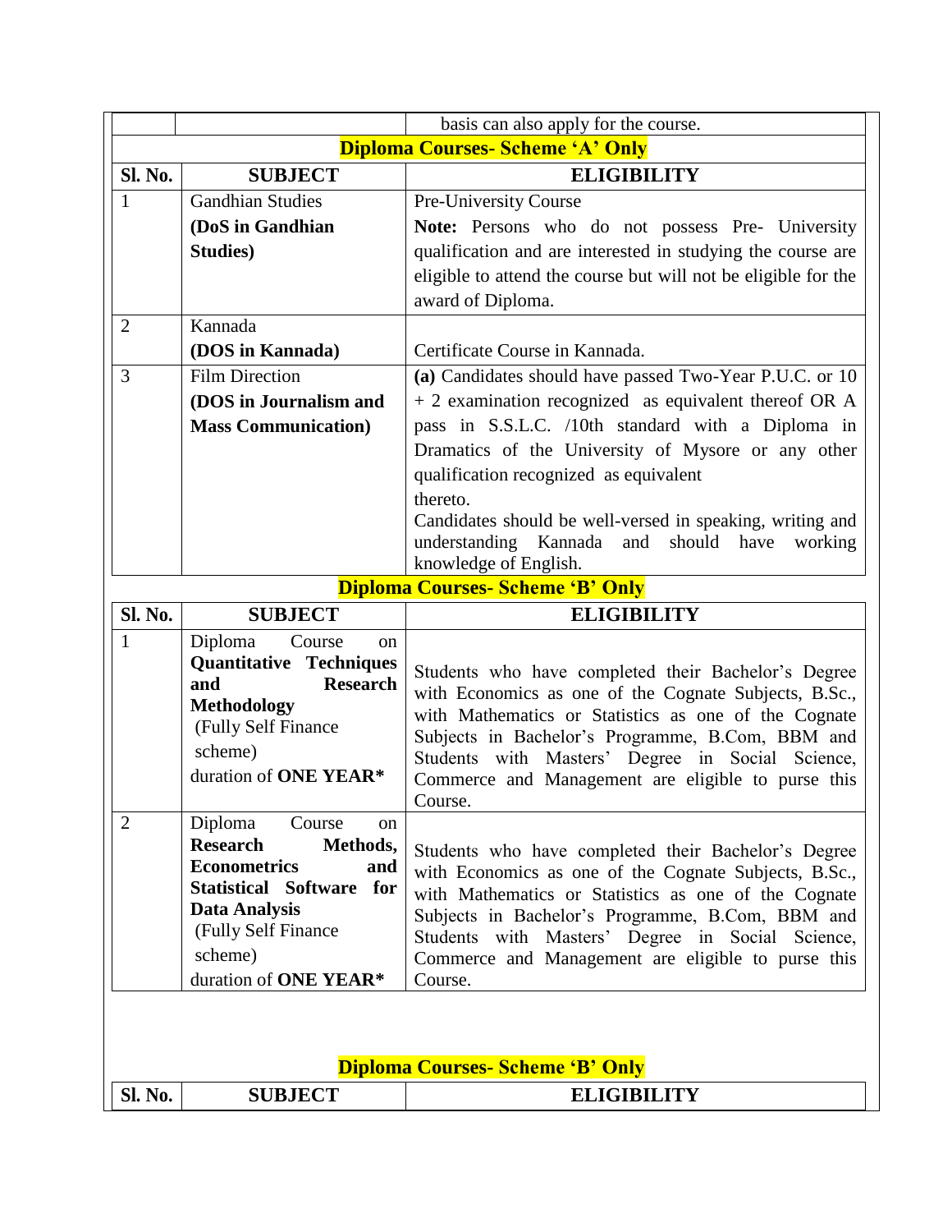| | | basis can also apply for the course. |
|---|---|---|

**Diploma Courses- Scheme 'A' Only**

| Sl. No. | SUBJECT | ELIGIBILITY |
|---|---|---|
| 1 | Gandhian Studies **(DoS in Gandhian Studies)** | Pre-University Course<br>**Note:** Persons who do not possess Pre- University qualification and are interested in studying the course are eligible to attend the course but will not be eligible for the award of Diploma. |
| 2 | Kannada **(DOS in Kannada)** | Certificate Course in Kannada. |
| 3 | Film Direction **(DOS in Journalism and Mass Communication)** | **(a)** Candidates should have passed Two-Year P.U.C. or 10 + 2 examination recognized as equivalent thereof OR A pass in S.S.L.C. /10th standard with a Diploma in Dramatics of the University of Mysore or any other qualification recognized as equivalent thereto.<br>Candidates should be well-versed in speaking, writing and understanding Kannada and should have working knowledge of English. |

**Diploma Courses- Scheme 'B' Only**

| Sl. No. | SUBJECT | ELIGIBILITY |
|---|---|---|
| 1 | Diploma Course on **Quantitative Techniques and Research Methodology** (Fully Self Finance scheme) duration of **ONE YEAR*** | Students who have completed their Bachelor's Degree with Economics as one of the Cognate Subjects, B.Sc., with Mathematics or Statistics as one of the Cognate Subjects in Bachelor's Programme, B.Com, BBM and Students with Masters' Degree in Social Science, Commerce and Management are eligible to purse this Course. |
| 2 | Diploma Course on **Research Methods, Econometrics and Statistical Software for Data Analysis** (Fully Self Finance scheme) duration of **ONE YEAR*** | Students who have completed their Bachelor's Degree with Economics as one of the Cognate Subjects, B.Sc., with Mathematics or Statistics as one of the Cognate Subjects in Bachelor's Programme, B.Com, BBM and Students with Masters' Degree in Social Science, Commerce and Management are eligible to purse this Course. |

**Diploma Courses- Scheme 'B' Only**

| Sl. No. | SUBJECT | ELIGIBILITY |
|---|---|---|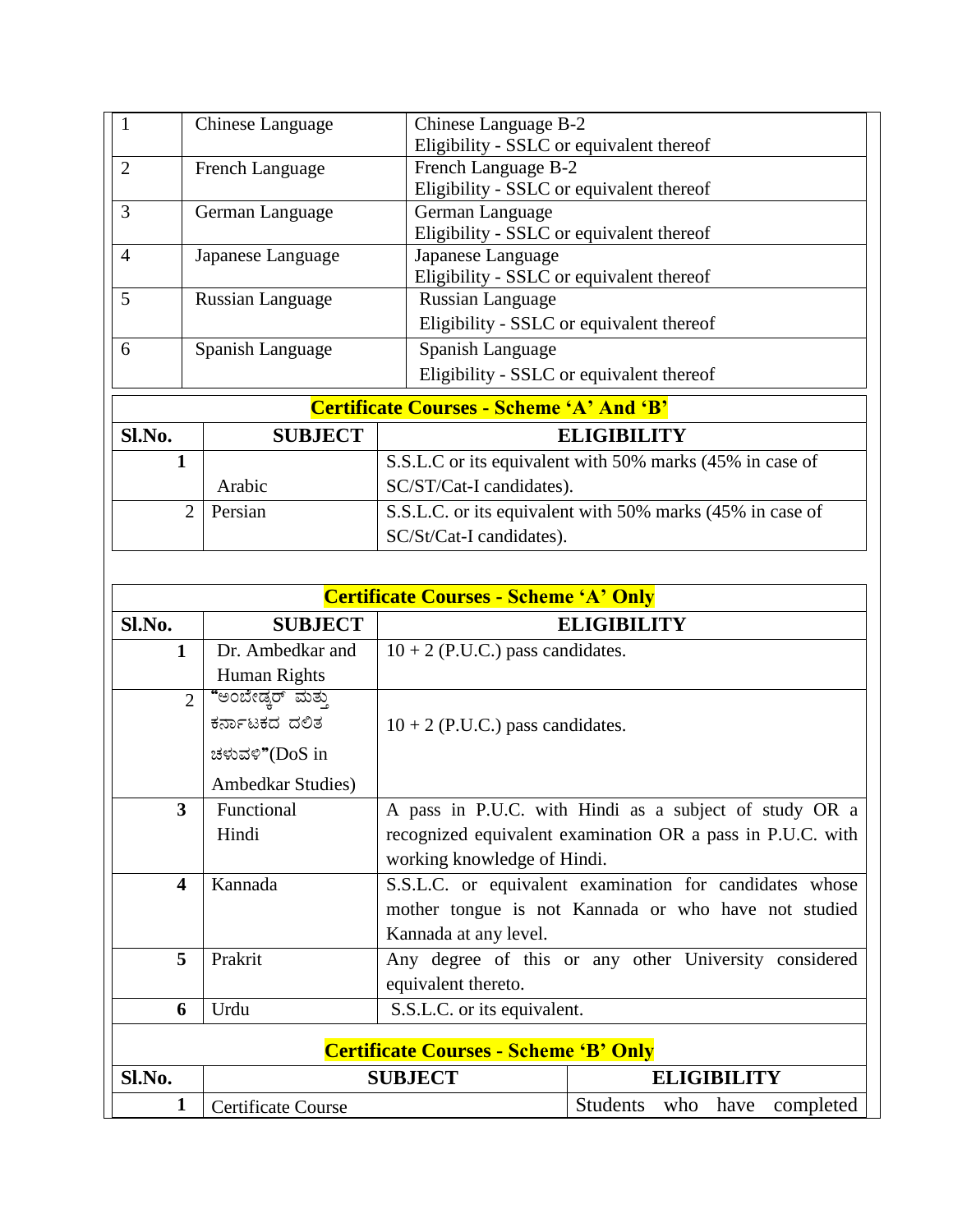| | | |
|---|---|---|
| 1 | Chinese Language | Chinese Language B-2<br>Eligibility - SSLC or equivalent thereof |
| 2 | French Language | French Language B-2<br>Eligibility - SSLC or equivalent thereof |
| 3 | German Language | German Language<br>Eligibility - SSLC or equivalent thereof |
| 4 | Japanese Language | Japanese Language<br>Eligibility - SSLC or equivalent thereof |
| 5 | Russian Language | Russian Language<br>Eligibility - SSLC or equivalent thereof |
| 6 | Spanish Language | Spanish Language<br>Eligibility - SSLC or equivalent thereof |

**Certificate Courses - Scheme 'A' And 'B'**

| Sl.No. | SUBJECT | ELIGIBILITY |
|---|---|---|
| 1 | Arabic | S.S.L.C or its equivalent with 50% marks (45% in case of SC/ST/Cat-I candidates). |
| 2 | Persian | S.S.L.C. or its equivalent with 50% marks (45% in case of SC/St/Cat-I candidates). |

**Certificate Courses - Scheme 'A' Only**

| Sl.No. | SUBJECT | ELIGIBILITY |
|---|---|---|
| 1 | Dr. Ambedkar and Human Rights | 10 + 2 (P.U.C.) pass candidates. |
| 2 | "ಅಂಬೇಡ್ಕರ್ ಮತ್ತು ಕರ್ನಾಟಕದ ದಲಿತ ಚಳುವಳಿ"(DoS in Ambedkar Studies) | 10 + 2 (P.U.C.) pass candidates. |
| 3 | Functional Hindi | A pass in P.U.C. with Hindi as a subject of study OR a recognized equivalent examination OR a pass in P.U.C. with working knowledge of Hindi. |
| 4 | Kannada | S.S.L.C. or equivalent examination for candidates whose mother tongue is not Kannada or who have not studied Kannada at any level. |
| 5 | Prakrit | Any degree of this or any other University considered equivalent thereto. |
| 6 | Urdu | S.S.L.C. or its equivalent. |

**Certificate Courses - Scheme 'B' Only**

| Sl.No. | SUBJECT | ELIGIBILITY |
|---|---|---|
| 1 | Certificate Course | Students who have completed |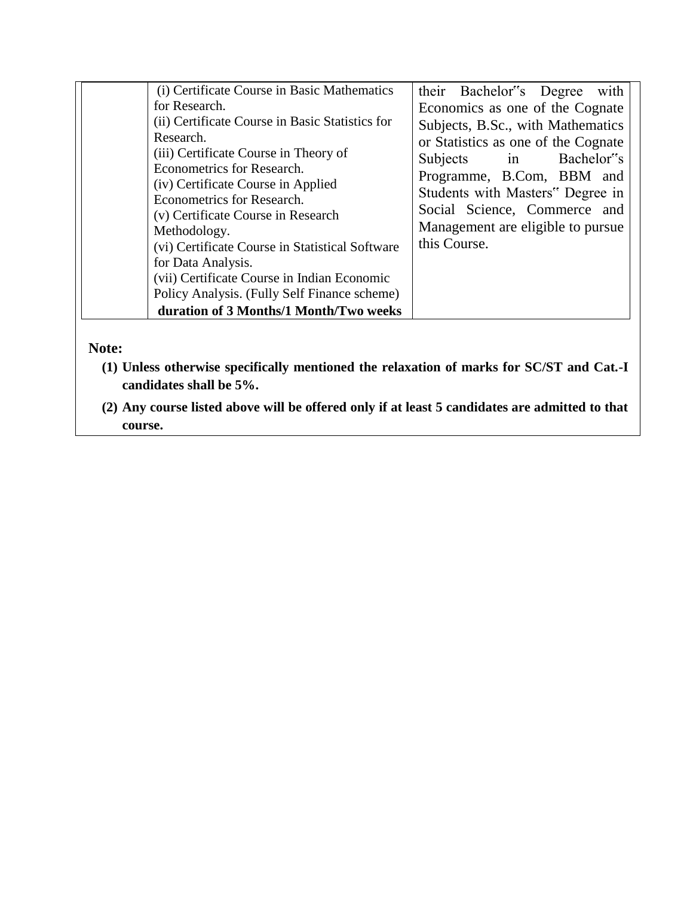| | | |
|---|---|---|
| | (i) Certificate Course in Basic Mathematics for Research.<br>(ii) Certificate Course in Basic Statistics for Research.<br>(iii) Certificate Course in Theory of Econometrics for Research.<br>(iv) Certificate Course in Applied Econometrics for Research.<br>(v) Certificate Course in Research Methodology.<br>(vi) Certificate Course in Statistical Software for Data Analysis.<br>(vii) Certificate Course in Indian Economic Policy Analysis. (Fully Self Finance scheme)<br>**duration of 3 Months/1 Month/Two weeks** | their Bachelor‟s Degree with Economics as one of the Cognate Subjects, B.Sc., with Mathematics or Statistics as one of the Cognate Subjects in Bachelor‟s Programme, B.Com, BBM and Students with Masters‟ Degree in Social Science, Commerce and Management are eligible to pursue this Course. |

**Note:**

1. **Unless otherwise specifically mentioned the relaxation of marks for SC/ST and Cat.-I candidates shall be 5%.**
2. **Any course listed above will be offered only if at least 5 candidates are admitted to that course.**